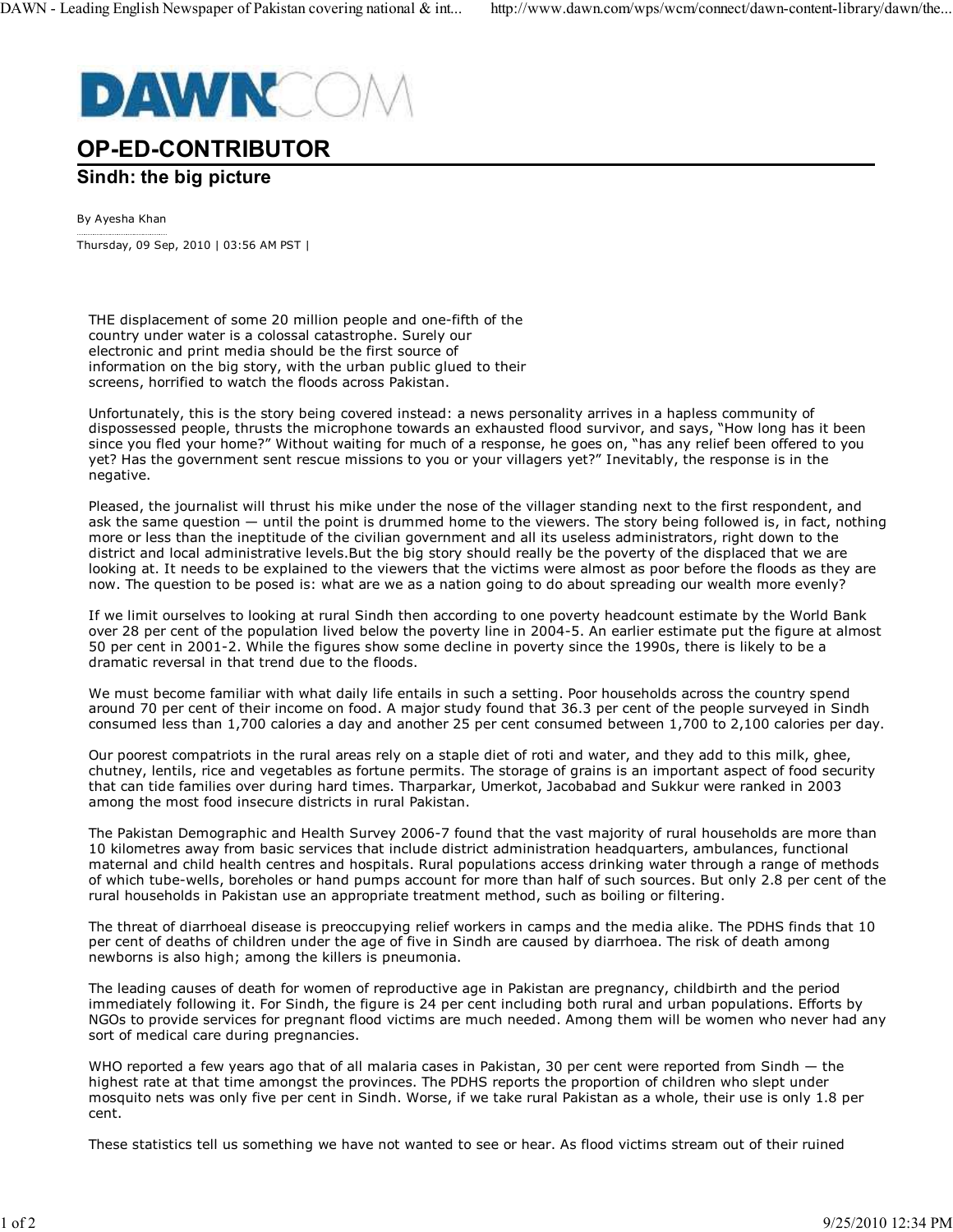DAWN.COM

# OP-ED-CONTRIBUTOR

## Sindh: the big picture

By Ayesha Khan

Thursday, 09 Sep, 2010 | 03:56 AM PST |

THE displacement of some 20 million people and one-fifth of the country under water is a colossal catastrophe. Surely our electronic and print media should be the first source of information on the big story, with the urban public glued to their screens, horrified to watch the floods across Pakistan.

Unfortunately, this is the story being covered instead: a news personality arrives in a hapless community of dispossessed people, thrusts the microphone towards an exhausted flood survivor, and says, "How long has it been since you fled your home?" Without waiting for much of a response, he goes on, "has any relief been offered to you yet? Has the government sent rescue missions to you or your villagers yet?" Inevitably, the response is in the negative.

Pleased, the journalist will thrust his mike under the nose of the villager standing next to the first respondent, and ask the same question — until the point is drummed home to the viewers. The story being followed is, in fact, nothing more or less than the ineptitude of the civilian government and all its useless administrators, right down to the district and local administrative levels.But the big story should really be the poverty of the displaced that we are looking at. It needs to be explained to the viewers that the victims were almost as poor before the floods as they are now. The question to be posed is: what are we as a nation going to do about spreading our wealth more evenly?

If we limit ourselves to looking at rural Sindh then according to one poverty headcount estimate by the World Bank over 28 per cent of the population lived below the poverty line in 2004-5. An earlier estimate put the figure at almost 50 per cent in 2001-2. While the figures show some decline in poverty since the 1990s, there is likely to be a dramatic reversal in that trend due to the floods.

We must become familiar with what daily life entails in such a setting. Poor households across the country spend around 70 per cent of their income on food. A major study found that 36.3 per cent of the people surveyed in Sindh consumed less than 1,700 calories a day and another 25 per cent consumed between 1,700 to 2,100 calories per day.

Our poorest compatriots in the rural areas rely on a staple diet of roti and water, and they add to this milk, ghee, chutney, lentils, rice and vegetables as fortune permits. The storage of grains is an important aspect of food security that can tide families over during hard times. Tharparkar, Umerkot, Jacobabad and Sukkur were ranked in 2003 among the most food insecure districts in rural Pakistan.

The Pakistan Demographic and Health Survey 2006-7 found that the vast majority of rural households are more than 10 kilometres away from basic services that include district administration headquarters, ambulances, functional maternal and child health centres and hospitals. Rural populations access drinking water through a range of methods of which tube-wells, boreholes or hand pumps account for more than half of such sources. But only 2.8 per cent of the rural households in Pakistan use an appropriate treatment method, such as boiling or filtering.

The threat of diarrhoeal disease is preoccupying relief workers in camps and the media alike. The PDHS finds that 10 per cent of deaths of children under the age of five in Sindh are caused by diarrhoea. The risk of death among newborns is also high; among the killers is pneumonia.

The leading causes of death for women of reproductive age in Pakistan are pregnancy, childbirth and the period immediately following it. For Sindh, the figure is 24 per cent including both rural and urban populations. Efforts by NGOs to provide services for pregnant flood victims are much needed. Among them will be women who never had any sort of medical care during pregnancies.

WHO reported a few years ago that of all malaria cases in Pakistan, 30 per cent were reported from Sindh — the highest rate at that time amongst the provinces. The PDHS reports the proportion of children who slept under mosquito nets was only five per cent in Sindh. Worse, if we take rural Pakistan as a whole, their use is only 1.8 per cent.

These statistics tell us something we have not wanted to see or hear. As flood victims stream out of their ruined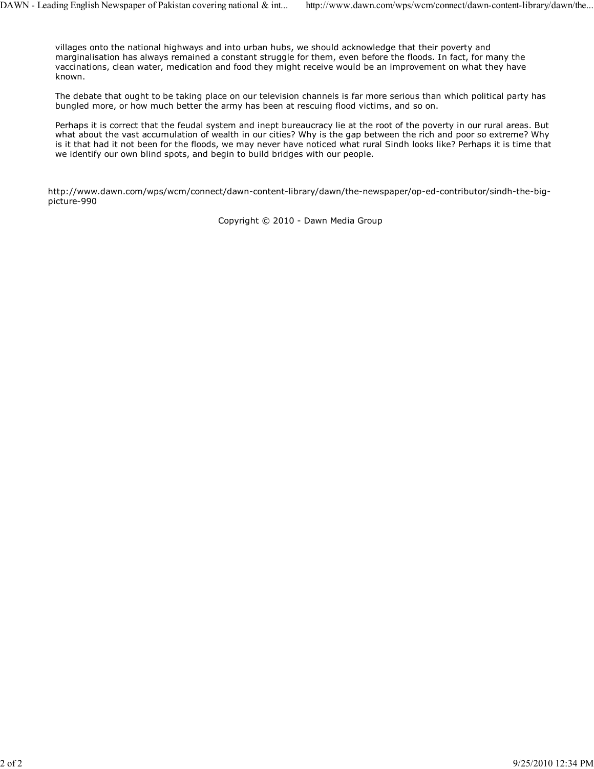villages onto the national highways and into urban hubs, we should acknowledge that their poverty and marginalisation has always remained a constant struggle for them, even before the floods. In fact, for many the vaccinations, clean water, medication and food they might receive would be an improvement on what they have known.

The debate that ought to be taking place on our television channels is far more serious than which political party has bungled more, or how much better the army has been at rescuing flood victims, and so on.

Perhaps it is correct that the feudal system and inept bureaucracy lie at the root of the poverty in our rural areas. But what about the vast accumulation of wealth in our cities? Why is the gap between the rich and poor so extreme? Why is it that had it not been for the floods, we may never have noticed what rural Sindh looks like? Perhaps it is time that we identify our own blind spots, and begin to build bridges with our people.

http://www.dawn.com/wps/wcm/connect/dawn-content-library/dawn/the-newspaper/op-ed-contributor/sindh-the-big-picture-990

Copyright © 2010 - Dawn Media Group